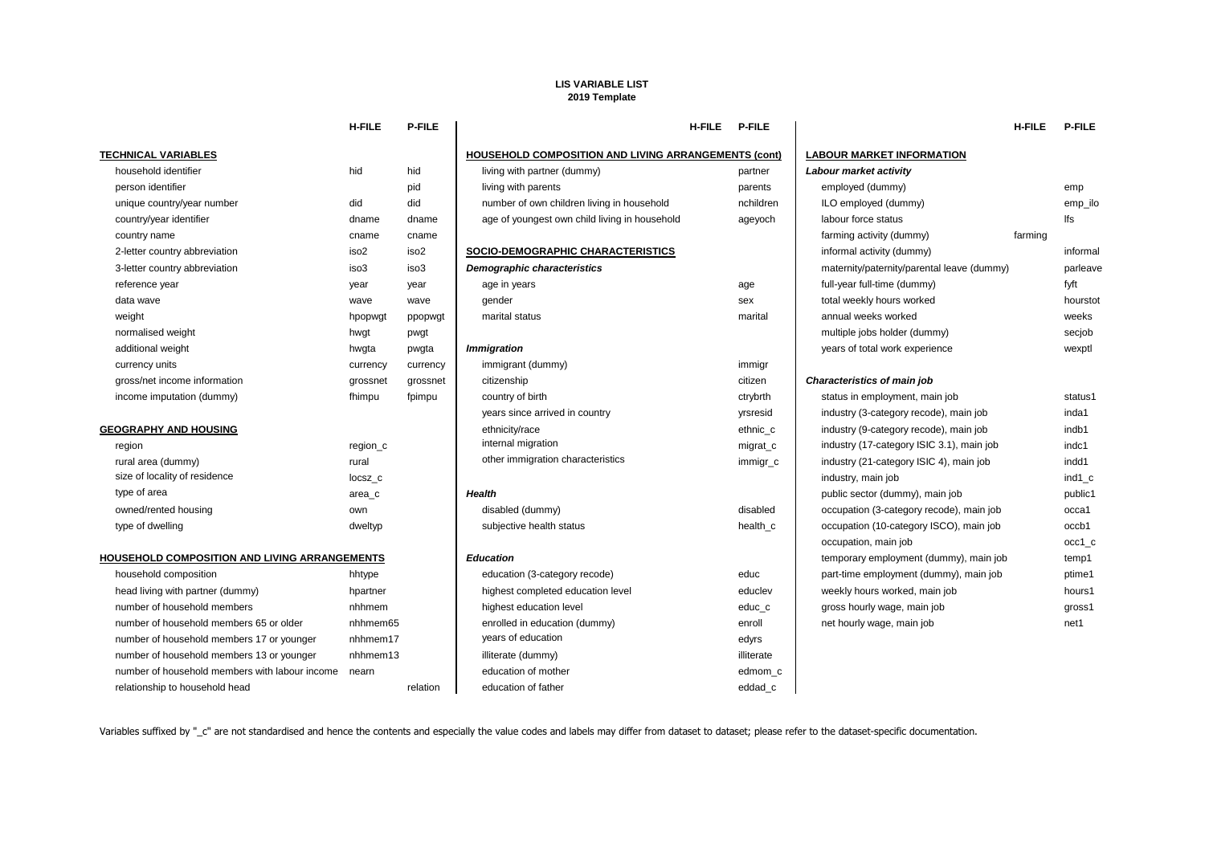# LIS VARIABLE LIST
## 2019 Template

| | H-FILE | P-FILE |
|---|---|---|
| **TECHNICAL VARIABLES** | | |
| household identifier | hid | hid |
| person identifier | | pid |
| unique country/year number | did | did |
| country/year identifier | dname | dname |
| country name | cname | cname |
| 2-letter country abbreviation | iso2 | iso2 |
| 3-letter country abbreviation | iso3 | iso3 |
| reference year | year | year |
| data wave | wave | wave |
| weight | hpopwgt | ppopwgt |
| normalised weight | hwgt | pwgt |
| additional weight | hwgta | pwgta |
| currency units | currency | currency |
| gross/net income information | grossnet | grossnet |
| income imputation (dummy) | fhimpu | fpimpu |
| **GEOGRAPHY AND HOUSING** | | |
| region | region_c | |
| rural area (dummy) | rural | |
| size of locality of residence | locsz_c | |
| type of area | area_c | |
| owned/rented housing | own | |
| type of dwelling | dweltyp | |
| **HOUSEHOLD COMPOSITION AND LIVING ARRANGEMENTS** | | |
| household composition | hhtype | |
| head living with partner (dummy) | hpartner | |
| number of household members | nhhmem | |
| number of household members 65 or older | nhhmem65 | |
| number of household members 17 or younger | nhhmem17 | |
| number of household members 13 or younger | nhhmem13 | |
| number of household members with labour income | nearn | |
| relationship to household head | | relation |

| | H-FILE | P-FILE |
|---|---|---|
| **HOUSEHOLD COMPOSITION AND LIVING ARRANGEMENTS (cont)** | | |
| living with partner (dummy) | | partner |
| living with parents | | parents |
| number of own children living in household | | nchildren |
| age of youngest own child living in household | | ageyoch |
| **SOCIO-DEMOGRAPHIC CHARACTERISTICS** | | |
| *Demographic characteristics* | | |
| age in years | | age |
| gender | | sex |
| marital status | | marital |
| *Immigration* | | |
| immigrant (dummy) | | immigr |
| citizenship | | citizen |
| country of birth | | ctrybrth |
| years since arrived in country | | yrsresid |
| ethnicity/race | | ethnic_c |
| internal migration | | migrat_c |
| other immigration characteristics | | immigr_c |
| *Health* | | |
| disabled (dummy) | | disabled |
| subjective health status | | health_c |
| *Education* | | |
| education (3-category recode) | | educ |
| highest completed education level | | educlev |
| highest education level | | educ_c |
| enrolled in education (dummy) | | enroll |
| years of education | | edyrs |
| illiterate (dummy) | | illiterate |
| education of mother | | edmom_c |
| education of father | | eddad_c |

| | H-FILE | P-FILE |
|---|---|---|
| **LABOUR MARKET INFORMATION** | | |
| *Labour market activity* | | |
| employed (dummy) | | emp |
| ILO employed (dummy) | | emp_ilo |
| labour force status | | lfs |
| farming activity (dummy) | farming | |
| informal activity (dummy) | | informal |
| maternity/paternity/parental leave (dummy) | | parleave |
| full-year full-time (dummy) | | fyft |
| total weekly hours worked | | hourstot |
| annual weeks worked | | weeks |
| multiple jobs holder (dummy) | | secjob |
| years of total work experience | | wexptl |
| *Characteristics of main job* | | |
| status in employment, main job | | status1 |
| industry (3-category recode), main job | | inda1 |
| industry (9-category recode), main job | | indb1 |
| industry (17-category ISIC 3.1), main job | | indc1 |
| industry (21-category ISIC 4), main job | | indd1 |
| industry, main job | | ind1_c |
| public sector (dummy), main job | | public1 |
| occupation (3-category recode), main job | | occa1 |
| occupation (10-category ISCO), main job | | occb1 |
| occupation, main job | | occ1_c |
| temporary employment (dummy), main job | | temp1 |
| part-time employment (dummy), main job | | ptime1 |
| weekly hours worked, main job | | hours1 |
| gross hourly wage, main job | | gross1 |
| net hourly wage, main job | | net1 |

Variables suffixed by "_c" are not standardised and hence the contents and especially the value codes and labels may differ from dataset to dataset; please refer to the dataset-specific documentation.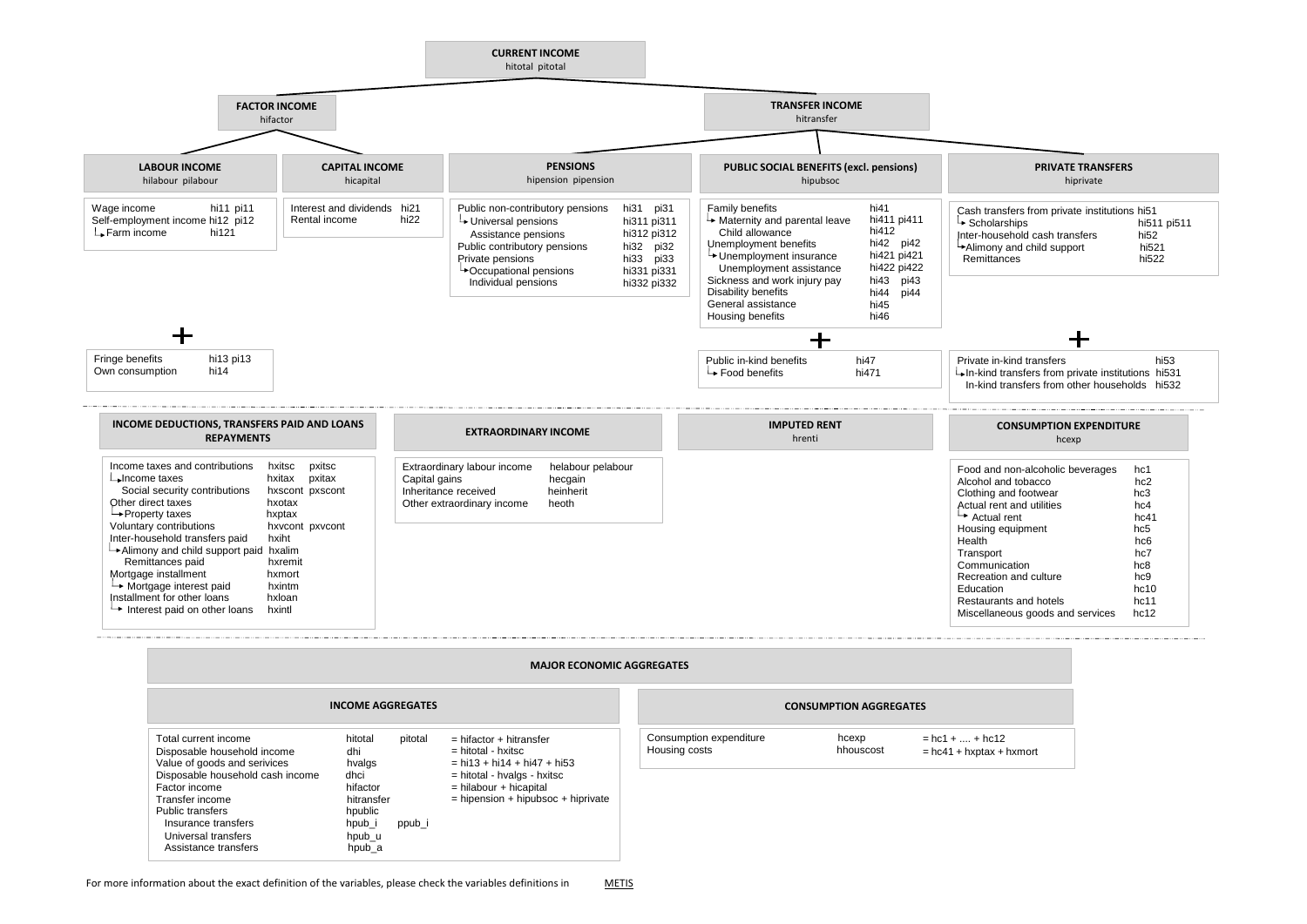## CURRENT INCOME
hitotal pitotal

### FACTOR INCOME
hifactor

#### LABOUR INCOME
hilabour pilabour

| | | |
|---|---|---|
| Wage income | hi11 | pi11 |
| Self-employment income | hi12 | pi12 |
| ↳ Farm income | hi121 | |

\+

| | | |
|---|---|---|
| Fringe benefits | hi13 | pi13 |
| Own consumption | hi14 | |

#### CAPITAL INCOME
hicapital

| | |
|---|---|
| Interest and dividends | hi21 |
| Rental income | hi22 |

### TRANSFER INCOME
hitransfer

#### PENSIONS
hipension pipension

| | | |
|---|---|---|
| Public non-contributory pensions | hi31 | pi31 |
| ↳ Universal pensions | hi311 | pi311 |
| Assistance pensions | hi312 | pi312 |
| Public contributory pensions | hi32 | pi32 |
| Private pensions | hi33 | pi33 |
| ↳ Occupational pensions | hi331 | pi331 |
| Individual pensions | hi332 | pi332 |

#### PUBLIC SOCIAL BENEFITS (excl. pensions)
hipubsoc

| | | |
|---|---|---|
| Family benefits | hi41 | |
| ↳ Maternity and parental leave | hi411 | pi411 |
| Child allowance | hi412 | |
| Unemployment benefits | hi42 | pi42 |
| ↳ Unemployment insurance | hi421 | pi421 |
| Unemployment assistance | hi422 | pi422 |
| Sickness and work injury pay | hi43 | pi43 |
| Disability benefits | hi44 | pi44 |
| General assistance | hi45 | |
| Housing benefits | hi46 | |

\+

| | |
|---|---|
| Public in-kind benefits | hi47 |
| ↳ Food benefits | hi471 |

#### PRIVATE TRANSFERS
hiprivate

| | | |
|---|---|---|
| Cash transfers from private institutions | hi51 | |
| ↳ Scholarships | hi511 | pi511 |
| Inter-household cash transfers | hi52 | |
| ↳ Alimony and child support | hi521 | |
| Remittances | hi522 | |

\+

| | |
|---|---|
| Private in-kind transfers | hi53 |
| ↳ In-kind transfers from private institutions | hi531 |
| In-kind transfers from other households | hi532 |

---

### INCOME DEDUCTIONS, TRANSFERS PAID AND LOANS REPAYMENTS

| | | |
|---|---|---|
| Income taxes and contributions | hxitsc | pxitsc |
| ↳ Income taxes | hxitax | pxitax |
| Social security contributions | hxscont | pxscont |
| Other direct taxes | hxotax | |
| ↳ Property taxes | hxptax | |
| Voluntary contributions | hxvcont | pxvcont |
| Inter-household transfers paid | hxiht | |
| ↳ Alimony and child support paid | hxalim | |
| Remittances paid | hxremit | |
| Mortgage installment | hxmort | |
| ↳ Mortgage interest paid | hxintm | |
| Installment for other loans | hxloan | |
| ↳ Interest paid on other loans | hxintl | |

### EXTRAORDINARY INCOME

| | | |
|---|---|---|
| Extraordinary labour income | helabour | pelabour |
| Capital gains | hecgain | |
| Inheritance received | heinherit | |
| Other extraordinary income | heoth | |

### IMPUTED RENT
hrenti

### CONSUMPTION EXPENDITURE
hcexp

| | |
|---|---|
| Food and non-alcoholic beverages | hc1 |
| Alcohol and tobacco | hc2 |
| Clothing and footwear | hc3 |
| Actual rent and utilities | hc4 |
| ↳ Actual rent | hc41 |
| Housing equipment | hc5 |
| Health | hc6 |
| Transport | hc7 |
| Communication | hc8 |
| Recreation and culture | hc9 |
| Education | hc10 |
| Restaurants and hotels | hc11 |
| Miscellaneous goods and services | hc12 |

---

## MAJOR ECONOMIC AGGREGATES

### INCOME AGGREGATES

| | | | |
|---|---|---|---|
| Total current income | hitotal | pitotal | = hifactor + hitransfer |
| Disposable household income | dhi | | = hitotal - hxitsc |
| Value of goods and serivices | hvalgs | | = hi13 + hi14 + hi47 + hi53 |
| Disposable household cash income | dhci | | = hitotal - hvalgs - hxitsc |
| Factor income | hifactor | | = hilabour + hicapital |
| Transfer income | hitransfer | | = hipension + hipubsoc + hiprivate |
| Public transfers | hpublic | | |
| Insurance transfers | hpub_i | ppub_i | |
| Universal transfers | hpub_u | | |
| Assistance transfers | hpub_a | | |

### CONSUMPTION AGGREGATES

| | | |
|---|---|---|
| Consumption expenditure | hcexp | = hc1 + .... + hc12 |
| Housing costs | hhouscost | = hc41 + hxptax + hxmort |

For more information about the exact definition of the variables, please check the variables definitions in METIS